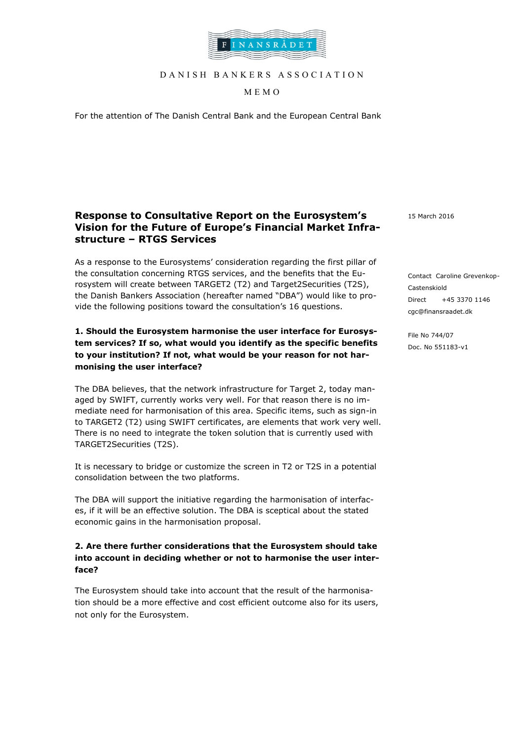FINANSRÅDET

DANISH BANKERS ASSOCIATION

MEMO

For the attention of The Danish Central Bank and the European Central Bank

15 March 2016

Contact Caroline Grevenkop-Castenskiold
Direct +45 3370 1146
cgc@finansraadet.dk

File No 744/07
Doc. No 551183-v1

## Response to Consultative Report on the Eurosystem's Vision for the Future of Europe's Financial Market Infrastructure – RTGS Services

As a response to the Eurosystems' consideration regarding the first pillar of the consultation concerning RTGS services, and the benefits that the Eurosystem will create between TARGET2 (T2) and Target2Securities (T2S), the Danish Bankers Association (hereafter named "DBA") would like to provide the following positions toward the consultation's 16 questions.

### 1. Should the Eurosystem harmonise the user interface for Eurosystem services? If so, what would you identify as the specific benefits to your institution? If not, what would be your reason for not harmonising the user interface?

The DBA believes, that the network infrastructure for Target 2, today managed by SWIFT, currently works very well. For that reason there is no immediate need for harmonisation of this area. Specific items, such as sign-in to TARGET2 (T2) using SWIFT certificates, are elements that work very well. There is no need to integrate the token solution that is currently used with TARGET2Securities (T2S).

It is necessary to bridge or customize the screen in T2 or T2S in a potential consolidation between the two platforms.

The DBA will support the initiative regarding the harmonisation of interfaces, if it will be an effective solution. The DBA is sceptical about the stated economic gains in the harmonisation proposal.

### 2. Are there further considerations that the Eurosystem should take into account in deciding whether or not to harmonise the user interface?

The Eurosystem should take into account that the result of the harmonisation should be a more effective and cost efficient outcome also for its users, not only for the Eurosystem.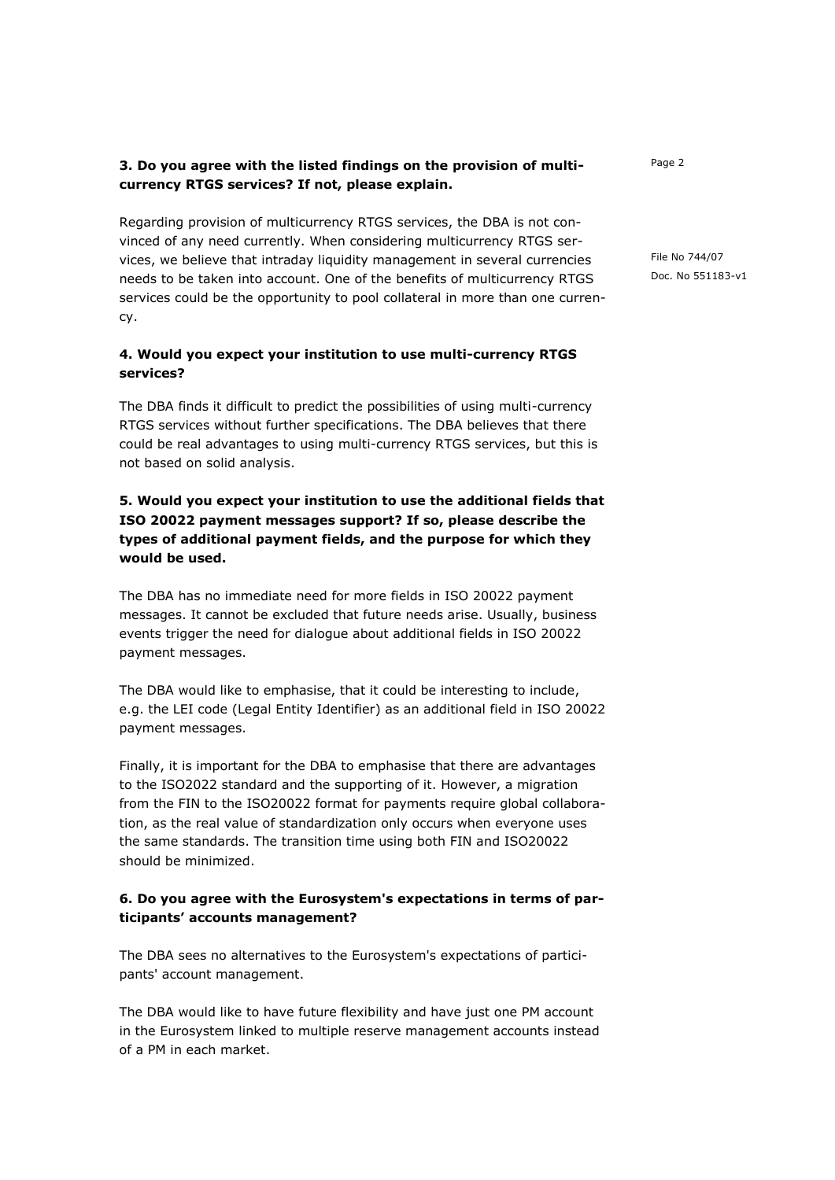**3. Do you agree with the listed findings on the provision of multi-currency RTGS services? If not, please explain.**

Regarding provision of multicurrency RTGS services, the DBA is not convinced of any need currently. When considering multicurrency RTGS services, we believe that intraday liquidity management in several currencies needs to be taken into account. One of the benefits of multicurrency RTGS services could be the opportunity to pool collateral in more than one currency.

**4. Would you expect your institution to use multi-currency RTGS services?**

The DBA finds it difficult to predict the possibilities of using multi-currency RTGS services without further specifications. The DBA believes that there could be real advantages to using multi-currency RTGS services, but this is not based on solid analysis.

**5. Would you expect your institution to use the additional fields that ISO 20022 payment messages support? If so, please describe the types of additional payment fields, and the purpose for which they would be used.**

The DBA has no immediate need for more fields in ISO 20022 payment messages. It cannot be excluded that future needs arise. Usually, business events trigger the need for dialogue about additional fields in ISO 20022 payment messages.

The DBA would like to emphasise, that it could be interesting to include, e.g. the LEI code (Legal Entity Identifier) as an additional field in ISO 20022 payment messages.

Finally, it is important for the DBA to emphasise that there are advantages to the ISO2022 standard and the supporting of it. However, a migration from the FIN to the ISO20022 format for payments require global collaboration, as the real value of standardization only occurs when everyone uses the same standards. The transition time using both FIN and ISO20022 should be minimized.

**6. Do you agree with the Eurosystem's expectations in terms of participants' accounts management?**

The DBA sees no alternatives to the Eurosystem's expectations of participants' account management.

The DBA would like to have future flexibility and have just one PM account in the Eurosystem linked to multiple reserve management accounts instead of a PM in each market.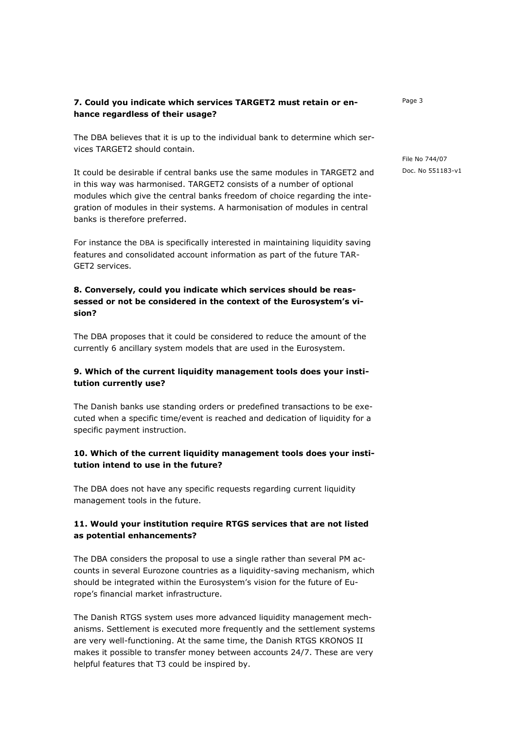**7. Could you indicate which services TARGET2 must retain or enhance regardless of their usage?**

The DBA believes that it is up to the individual bank to determine which services TARGET2 should contain.

It could be desirable if central banks use the same modules in TARGET2 and in this way was harmonised. TARGET2 consists of a number of optional modules which give the central banks freedom of choice regarding the integration of modules in their systems. A harmonisation of modules in central banks is therefore preferred.

For instance the DBA is specifically interested in maintaining liquidity saving features and consolidated account information as part of the future TARGET2 services.

**8. Conversely, could you indicate which services should be reassessed or not be considered in the context of the Eurosystem's vision?**

The DBA proposes that it could be considered to reduce the amount of the currently 6 ancillary system models that are used in the Eurosystem.

**9. Which of the current liquidity management tools does your institution currently use?**

The Danish banks use standing orders or predefined transactions to be executed when a specific time/event is reached and dedication of liquidity for a specific payment instruction.

**10. Which of the current liquidity management tools does your institution intend to use in the future?**

The DBA does not have any specific requests regarding current liquidity management tools in the future.

**11. Would your institution require RTGS services that are not listed as potential enhancements?**

The DBA considers the proposal to use a single rather than several PM accounts in several Eurozone countries as a liquidity-saving mechanism, which should be integrated within the Eurosystem's vision for the future of Europe's financial market infrastructure.

The Danish RTGS system uses more advanced liquidity management mechanisms. Settlement is executed more frequently and the settlement systems are very well-functioning. At the same time, the Danish RTGS KRONOS II makes it possible to transfer money between accounts 24/7. These are very helpful features that T3 could be inspired by.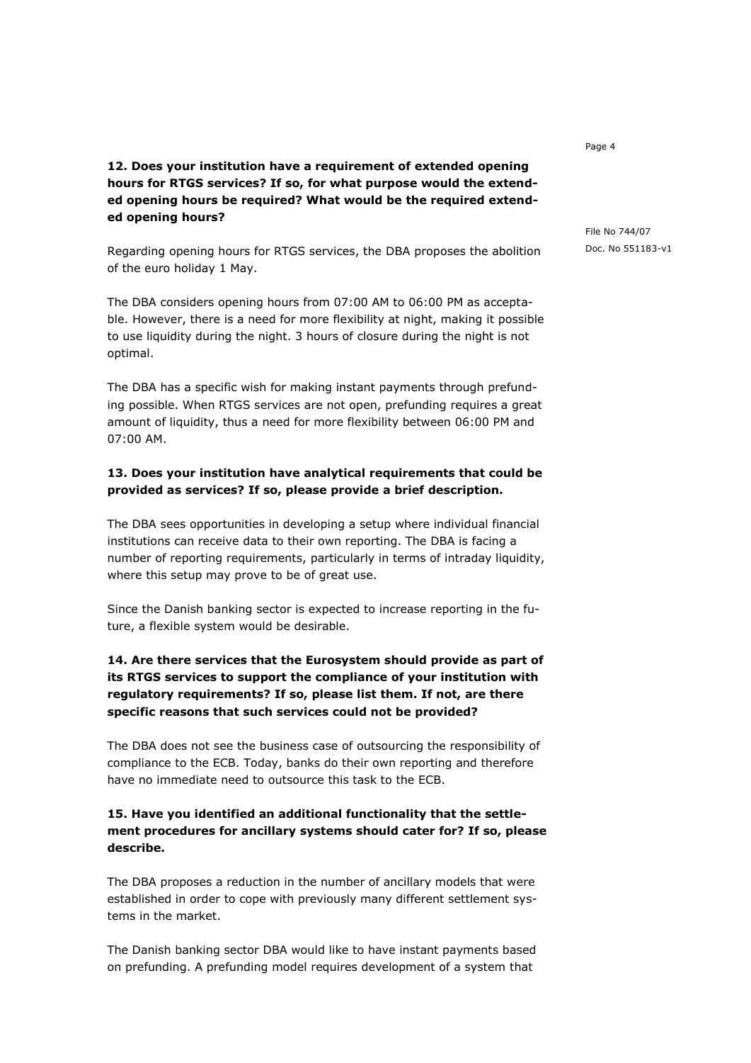**12. Does your institution have a requirement of extended opening hours for RTGS services? If so, for what purpose would the extended opening hours be required? What would be the required extended opening hours?**

Regarding opening hours for RTGS services, the DBA proposes the abolition of the euro holiday 1 May.

The DBA considers opening hours from 07:00 AM to 06:00 PM as acceptable. However, there is a need for more flexibility at night, making it possible to use liquidity during the night. 3 hours of closure during the night is not optimal.

The DBA has a specific wish for making instant payments through prefunding possible. When RTGS services are not open, prefunding requires a great amount of liquidity, thus a need for more flexibility between 06:00 PM and 07:00 AM.

**13. Does your institution have analytical requirements that could be provided as services? If so, please provide a brief description.**

The DBA sees opportunities in developing a setup where individual financial institutions can receive data to their own reporting. The DBA is facing a number of reporting requirements, particularly in terms of intraday liquidity, where this setup may prove to be of great use.

Since the Danish banking sector is expected to increase reporting in the future, a flexible system would be desirable.

**14. Are there services that the Eurosystem should provide as part of its RTGS services to support the compliance of your institution with regulatory requirements? If so, please list them. If not, are there specific reasons that such services could not be provided?**

The DBA does not see the business case of outsourcing the responsibility of compliance to the ECB. Today, banks do their own reporting and therefore have no immediate need to outsource this task to the ECB.

**15. Have you identified an additional functionality that the settlement procedures for ancillary systems should cater for? If so, please describe.**

The DBA proposes a reduction in the number of ancillary models that were established in order to cope with previously many different settlement systems in the market.

The Danish banking sector DBA would like to have instant payments based on prefunding. A prefunding model requires development of a system that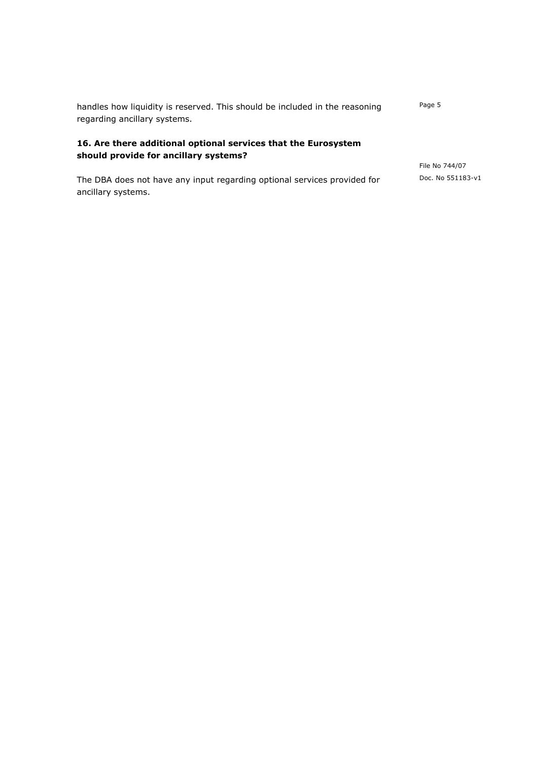handles how liquidity is reserved. This should be included in the reasoning regarding ancillary systems.

**16. Are there additional optional services that the Eurosystem should provide for ancillary systems?**

The DBA does not have any input regarding optional services provided for ancillary systems.